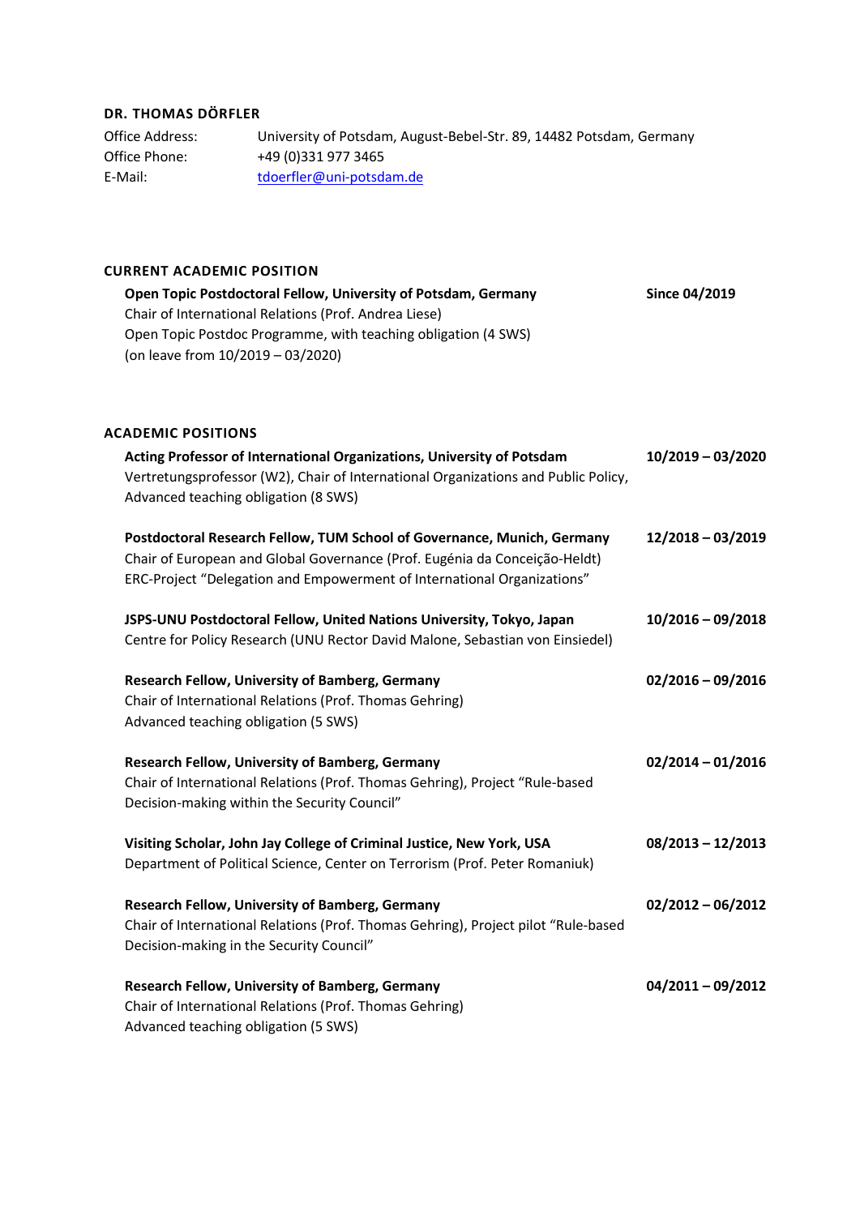## DR. THOMAS DÖRFLER

Office Address: University of Potsdam, August-Bebel-Str. 89, 14482 Potsdam, Germany
Office Phone: +49 (0)331 977 3465
E-Mail: tdoerfler@uni-potsdam.de

### CURRENT ACADEMIC POSITION

**Open Topic Postdoctoral Fellow, University of Potsdam, Germany** — **Since 04/2019**
Chair of International Relations (Prof. Andrea Liese)
Open Topic Postdoc Programme, with teaching obligation (4 SWS)
(on leave from 10/2019 – 03/2020)

### ACADEMIC POSITIONS

**Acting Professor of International Organizations, University of Potsdam** — **10/2019 – 03/2020**
Vertretungsprofessor (W2), Chair of International Organizations and Public Policy,
Advanced teaching obligation (8 SWS)

**Postdoctoral Research Fellow, TUM School of Governance, Munich, Germany** — **12/2018 – 03/2019**
Chair of European and Global Governance (Prof. Eugénia da Conceição-Heldt)
ERC-Project "Delegation and Empowerment of International Organizations"

**JSPS-UNU Postdoctoral Fellow, United Nations University, Tokyo, Japan** — **10/2016 – 09/2018**
Centre for Policy Research (UNU Rector David Malone, Sebastian von Einsiedel)

**Research Fellow, University of Bamberg, Germany** — **02/2016 – 09/2016**
Chair of International Relations (Prof. Thomas Gehring)
Advanced teaching obligation (5 SWS)

**Research Fellow, University of Bamberg, Germany** — **02/2014 – 01/2016**
Chair of International Relations (Prof. Thomas Gehring), Project "Rule-based Decision-making within the Security Council"

**Visiting Scholar, John Jay College of Criminal Justice, New York, USA** — **08/2013 – 12/2013**
Department of Political Science, Center on Terrorism (Prof. Peter Romaniuk)

**Research Fellow, University of Bamberg, Germany** — **02/2012 – 06/2012**
Chair of International Relations (Prof. Thomas Gehring), Project pilot "Rule-based Decision-making in the Security Council"

**Research Fellow, University of Bamberg, Germany** — **04/2011 – 09/2012**
Chair of International Relations (Prof. Thomas Gehring)
Advanced teaching obligation (5 SWS)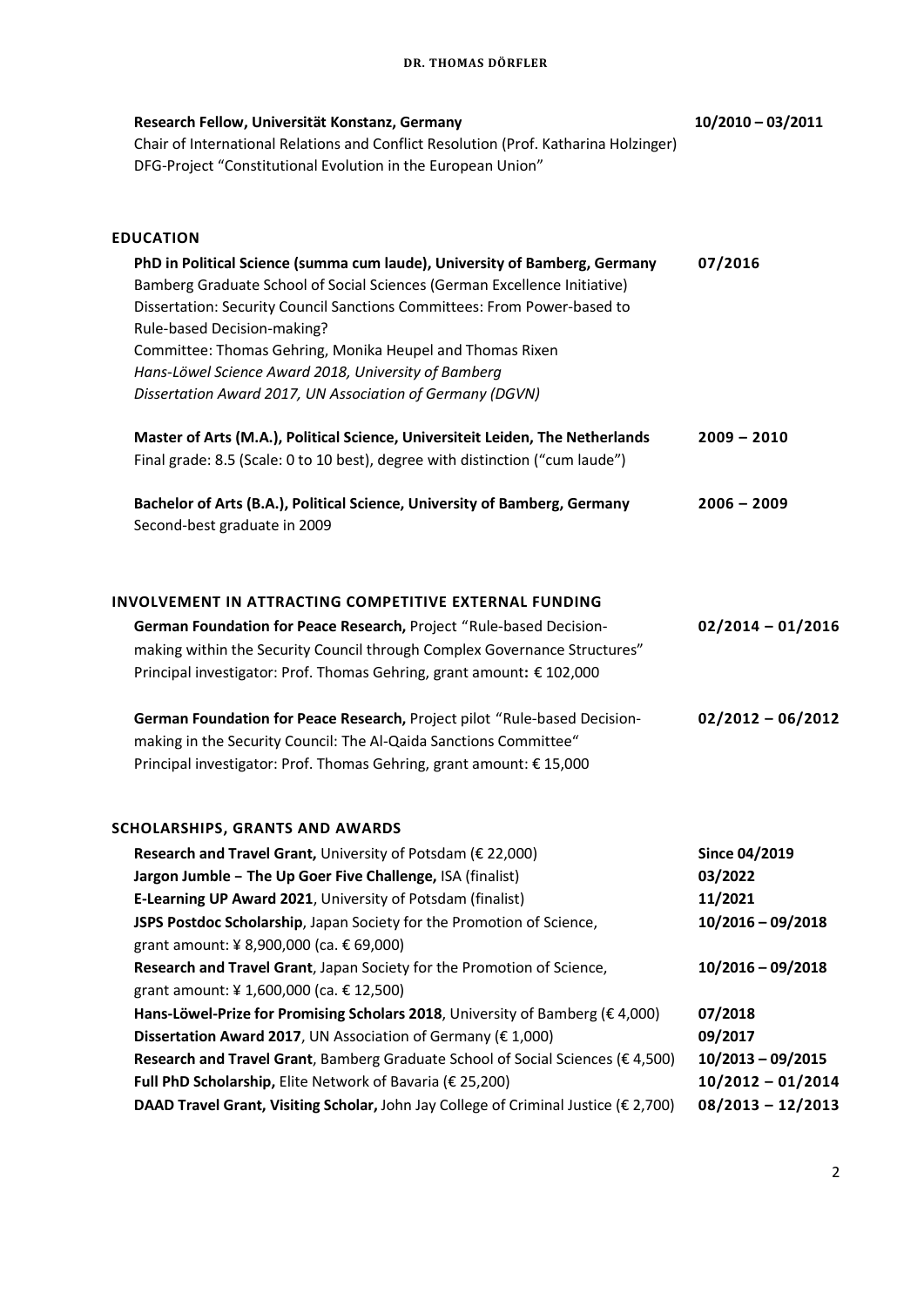**Research Fellow, Universität Konstanz, Germany** **10/2010 – 03/2011**
Chair of International Relations and Conflict Resolution (Prof. Katharina Holzinger)
DFG-Project "Constitutional Evolution in the European Union"

## EDUCATION

**PhD in Political Science (summa cum laude), University of Bamberg, Germany** **07/2016**
Bamberg Graduate School of Social Sciences (German Excellence Initiative)
Dissertation: Security Council Sanctions Committees: From Power-based to Rule-based Decision-making?
Committee: Thomas Gehring, Monika Heupel and Thomas Rixen
*Hans-Löwel Science Award 2018, University of Bamberg*
*Dissertation Award 2017, UN Association of Germany (DGVN)*

**Master of Arts (M.A.), Political Science, Universiteit Leiden, The Netherlands** **2009 – 2010**
Final grade: 8.5 (Scale: 0 to 10 best), degree with distinction ("cum laude")

**Bachelor of Arts (B.A.), Political Science, University of Bamberg, Germany** **2006 – 2009**
Second-best graduate in 2009

## INVOLVEMENT IN ATTRACTING COMPETITIVE EXTERNAL FUNDING

**German Foundation for Peace Research,** Project "Rule-based Decision-making within the Security Council through Complex Governance Structures" **02/2014 – 01/2016**
Principal investigator: Prof. Thomas Gehring, grant amount**:** € 102,000

**German Foundation for Peace Research,** Project pilot "Rule-based Decision-making in the Security Council: The Al-Qaida Sanctions Committee" **02/2012 – 06/2012**
Principal investigator: Prof. Thomas Gehring, grant amount: € 15,000

## SCHOLARSHIPS, GRANTS AND AWARDS

**Research and Travel Grant,** University of Potsdam (€ 22,000) **Since 04/2019**
**Jargon Jumble – The Up Goer Five Challenge,** ISA (finalist) **03/2022**
**E-Learning UP Award 2021**, University of Potsdam (finalist) **11/2021**
**JSPS Postdoc Scholarship**, Japan Society for the Promotion of Science, grant amount: ¥ 8,900,000 (ca. € 69,000) **10/2016 – 09/2018**
**Research and Travel Grant**, Japan Society for the Promotion of Science, grant amount: ¥ 1,600,000 (ca. € 12,500) **10/2016 – 09/2018**
**Hans-Löwel-Prize for Promising Scholars 2018**, University of Bamberg (€ 4,000) **07/2018**
**Dissertation Award 2017**, UN Association of Germany (€ 1,000) **09/2017**
**Research and Travel Grant**, Bamberg Graduate School of Social Sciences (€ 4,500) **10/2013 – 09/2015**
**Full PhD Scholarship,** Elite Network of Bavaria (€ 25,200) **10/2012 – 01/2014**
**DAAD Travel Grant, Visiting Scholar,** John Jay College of Criminal Justice (€ 2,700) **08/2013 – 12/2013**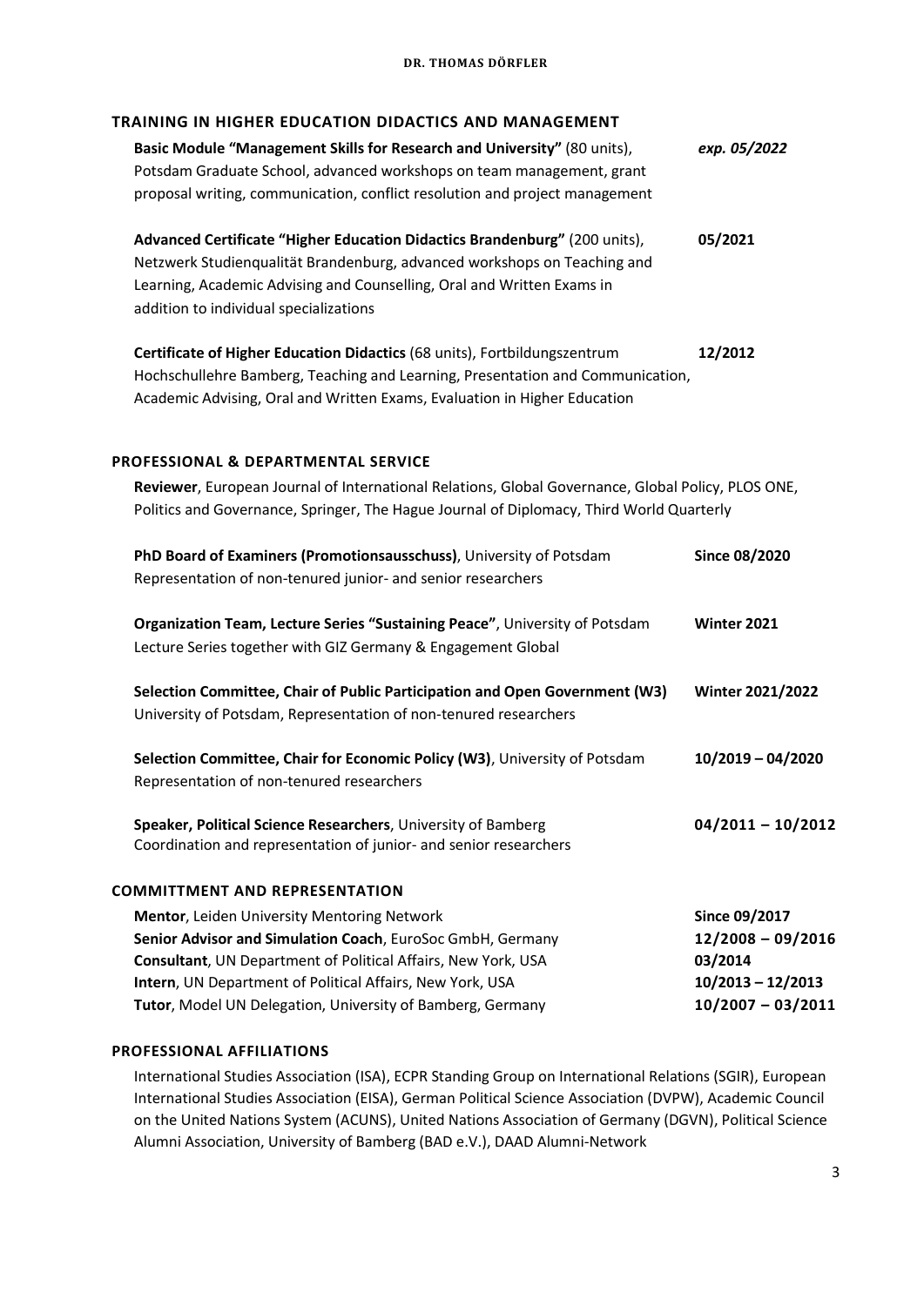## TRAINING IN HIGHER EDUCATION DIDACTICS AND MANAGEMENT

**Basic Module "Management Skills for Research and University"** (80 units), Potsdam Graduate School, advanced workshops on team management, grant proposal writing, communication, conflict resolution and project management — ***exp. 05/2022***

**Advanced Certificate "Higher Education Didactics Brandenburg"** (200 units), Netzwerk Studienqualität Brandenburg, advanced workshops on Teaching and Learning, Academic Advising and Counselling, Oral and Written Exams in addition to individual specializations — **05/2021**

**Certificate of Higher Education Didactics** (68 units), Fortbildungszentrum Hochschullehre Bamberg, Teaching and Learning, Presentation and Communication, Academic Advising, Oral and Written Exams, Evaluation in Higher Education — **12/2012**

## PROFESSIONAL & DEPARTMENTAL SERVICE

**Reviewer**, European Journal of International Relations, Global Governance, Global Policy, PLOS ONE, Politics and Governance, Springer, The Hague Journal of Diplomacy, Third World Quarterly

**PhD Board of Examiners (Promotionsausschuss)**, University of Potsdam — **Since 08/2020**
Representation of non-tenured junior- and senior researchers

**Organization Team, Lecture Series "Sustaining Peace"**, University of Potsdam — **Winter 2021**
Lecture Series together with GIZ Germany & Engagement Global

**Selection Committee, Chair of Public Participation and Open Government (W3)** — **Winter 2021/2022**
University of Potsdam, Representation of non-tenured researchers

**Selection Committee, Chair for Economic Policy (W3)**, University of Potsdam — **10/2019 – 04/2020**
Representation of non-tenured researchers

**Speaker, Political Science Researchers**, University of Bamberg — **04/2011 – 10/2012**
Coordination and representation of junior- and senior researchers

## COMMITTMENT AND REPRESENTATION

**Mentor**, Leiden University Mentoring Network — **Since 09/2017**
**Senior Advisor and Simulation Coach**, EuroSoc GmbH, Germany — **12/2008 – 09/2016**
**Consultant**, UN Department of Political Affairs, New York, USA — **03/2014**
**Intern**, UN Department of Political Affairs, New York, USA — **10/2013 – 12/2013**
**Tutor**, Model UN Delegation, University of Bamberg, Germany — **10/2007 – 03/2011**

## PROFESSIONAL AFFILIATIONS

International Studies Association (ISA), ECPR Standing Group on International Relations (SGIR), European International Studies Association (EISA), German Political Science Association (DVPW), Academic Council on the United Nations System (ACUNS), United Nations Association of Germany (DGVN), Political Science Alumni Association, University of Bamberg (BAD e.V.), DAAD Alumni-Network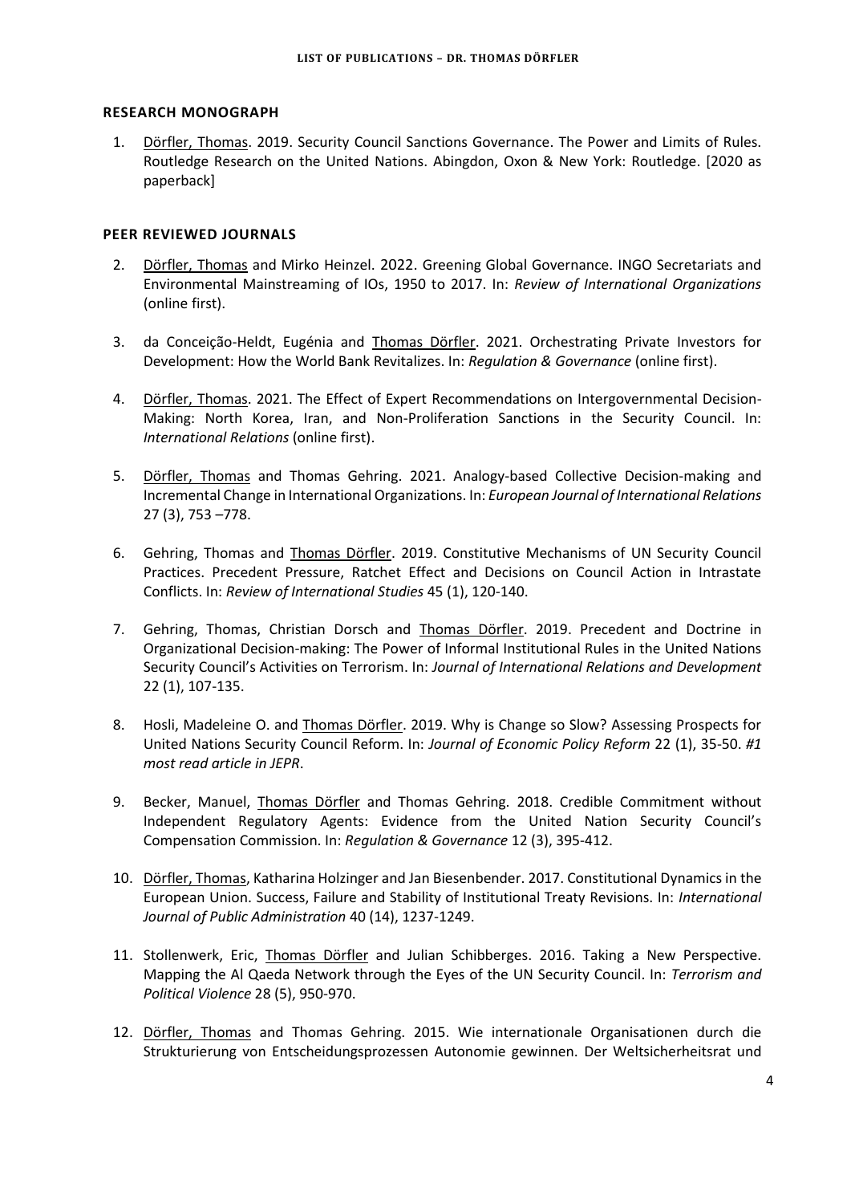## RESEARCH MONOGRAPH

1. Dörfler, Thomas. 2019. Security Council Sanctions Governance. The Power and Limits of Rules. Routledge Research on the United Nations. Abingdon, Oxon & New York: Routledge. [2020 as paperback]

## PEER REVIEWED JOURNALS

2. Dörfler, Thomas and Mirko Heinzel. 2022. Greening Global Governance. INGO Secretariats and Environmental Mainstreaming of IOs, 1950 to 2017. In: *Review of International Organizations* (online first).

3. da Conceição-Heldt, Eugénia and Thomas Dörfler. 2021. Orchestrating Private Investors for Development: How the World Bank Revitalizes. In: *Regulation & Governance* (online first).

4. Dörfler, Thomas. 2021. The Effect of Expert Recommendations on Intergovernmental Decision-Making: North Korea, Iran, and Non-Proliferation Sanctions in the Security Council. In: *International Relations* (online first).

5. Dörfler, Thomas and Thomas Gehring. 2021. Analogy-based Collective Decision-making and Incremental Change in International Organizations. In: *European Journal of International Relations* 27 (3), 753 –778.

6. Gehring, Thomas and Thomas Dörfler. 2019. Constitutive Mechanisms of UN Security Council Practices. Precedent Pressure, Ratchet Effect and Decisions on Council Action in Intrastate Conflicts. In: *Review of International Studies* 45 (1), 120-140.

7. Gehring, Thomas, Christian Dorsch and Thomas Dörfler. 2019. Precedent and Doctrine in Organizational Decision-making: The Power of Informal Institutional Rules in the United Nations Security Council's Activities on Terrorism. In: *Journal of International Relations and Development* 22 (1), 107-135.

8. Hosli, Madeleine O. and Thomas Dörfler. 2019. Why is Change so Slow? Assessing Prospects for United Nations Security Council Reform. In: *Journal of Economic Policy Reform* 22 (1), 35-50. *#1 most read article in JEPR*.

9. Becker, Manuel, Thomas Dörfler and Thomas Gehring. 2018. Credible Commitment without Independent Regulatory Agents: Evidence from the United Nation Security Council's Compensation Commission. In: *Regulation & Governance* 12 (3), 395-412.

10. Dörfler, Thomas, Katharina Holzinger and Jan Biesenbender. 2017. Constitutional Dynamics in the European Union. Success, Failure and Stability of Institutional Treaty Revisions. In: *International Journal of Public Administration* 40 (14), 1237-1249.

11. Stollenwerk, Eric, Thomas Dörfler and Julian Schibberges. 2016. Taking a New Perspective. Mapping the Al Qaeda Network through the Eyes of the UN Security Council. In: *Terrorism and Political Violence* 28 (5), 950-970.

12. Dörfler, Thomas and Thomas Gehring. 2015. Wie internationale Organisationen durch die Strukturierung von Entscheidungsprozessen Autonomie gewinnen. Der Weltsicherheitsrat und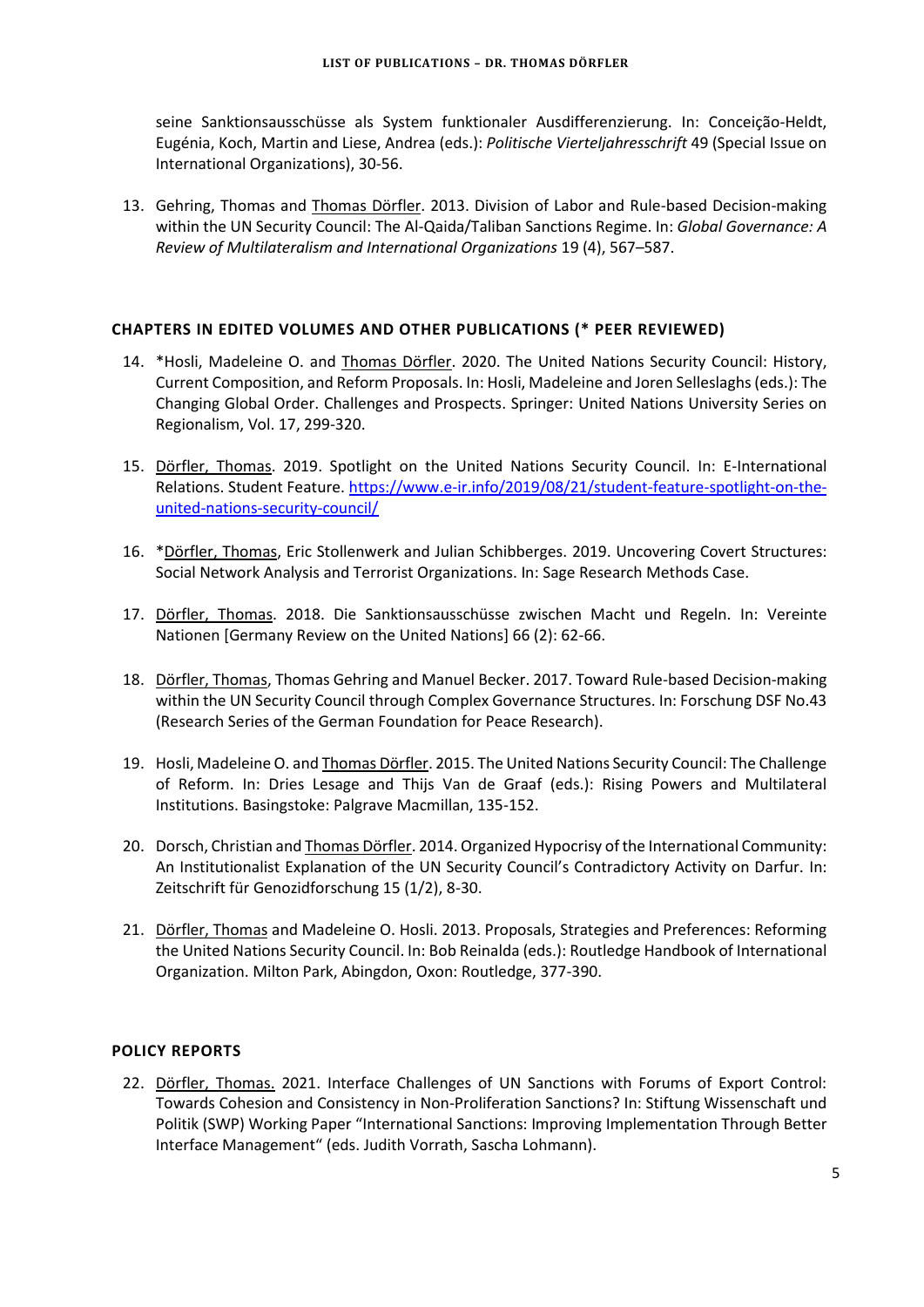seine Sanktionsausschüsse als System funktionaler Ausdifferenzierung. In: Conceição-Heldt, Eugénia, Koch, Martin and Liese, Andrea (eds.): *Politische Vierteljahresschrift* 49 (Special Issue on International Organizations), 30-56.

13. Gehring, Thomas and Thomas Dörfler. 2013. Division of Labor and Rule-based Decision-making within the UN Security Council: The Al-Qaida/Taliban Sanctions Regime. In: *Global Governance: A Review of Multilateralism and International Organizations* 19 (4), 567–587.

### CHAPTERS IN EDITED VOLUMES AND OTHER PUBLICATIONS (* PEER REVIEWED)

14. *Hosli, Madeleine O. and Thomas Dörfler. 2020. The United Nations Security Council: History, Current Composition, and Reform Proposals. In: Hosli, Madeleine and Joren Selleslaghs (eds.): The Changing Global Order. Challenges and Prospects. Springer: United Nations University Series on Regionalism, Vol. 17, 299-320.

15. Dörfler, Thomas. 2019. Spotlight on the United Nations Security Council. In: E-International Relations. Student Feature. [https://www.e-ir.info/2019/08/21/student-feature-spotlight-on-the-united-nations-security-council/](https://www.e-ir.info/2019/08/21/student-feature-spotlight-on-the-united-nations-security-council/)

16. *Dörfler, Thomas, Eric Stollenwerk and Julian Schibberges. 2019. Uncovering Covert Structures: Social Network Analysis and Terrorist Organizations. In: Sage Research Methods Case.

17. Dörfler, Thomas. 2018. Die Sanktionsausschüsse zwischen Macht und Regeln. In: Vereinte Nationen [Germany Review on the United Nations] 66 (2): 62-66.

18. Dörfler, Thomas, Thomas Gehring and Manuel Becker. 2017. Toward Rule-based Decision-making within the UN Security Council through Complex Governance Structures. In: Forschung DSF No.43 (Research Series of the German Foundation for Peace Research).

19. Hosli, Madeleine O. and Thomas Dörfler. 2015. The United Nations Security Council: The Challenge of Reform. In: Dries Lesage and Thijs Van de Graaf (eds.): Rising Powers and Multilateral Institutions. Basingstoke: Palgrave Macmillan, 135-152.

20. Dorsch, Christian and Thomas Dörfler. 2014. Organized Hypocrisy of the International Community: An Institutionalist Explanation of the UN Security Council's Contradictory Activity on Darfur. In: Zeitschrift für Genozidforschung 15 (1/2), 8-30.

21. Dörfler, Thomas and Madeleine O. Hosli. 2013. Proposals, Strategies and Preferences: Reforming the United Nations Security Council. In: Bob Reinalda (eds.): Routledge Handbook of International Organization. Milton Park, Abingdon, Oxon: Routledge, 377-390.

### POLICY REPORTS

22. Dörfler, Thomas. 2021. Interface Challenges of UN Sanctions with Forums of Export Control: Towards Cohesion and Consistency in Non-Proliferation Sanctions? In: Stiftung Wissenschaft und Politik (SWP) Working Paper "International Sanctions: Improving Implementation Through Better Interface Management" (eds. Judith Vorrath, Sascha Lohmann).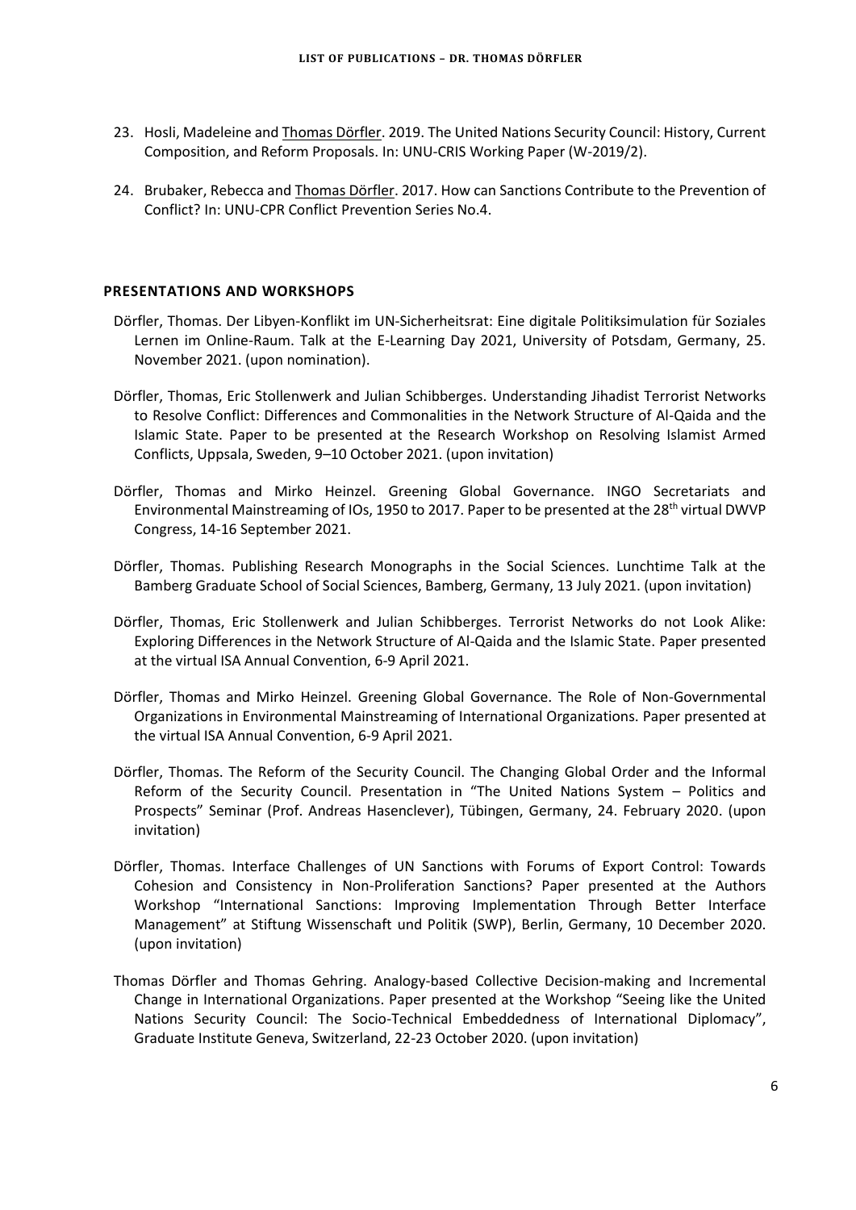23. Hosli, Madeleine and Thomas Dörfler. 2019. The United Nations Security Council: History, Current Composition, and Reform Proposals. In: UNU-CRIS Working Paper (W-2019/2).

24. Brubaker, Rebecca and Thomas Dörfler. 2017. How can Sanctions Contribute to the Prevention of Conflict? In: UNU-CPR Conflict Prevention Series No.4.

## PRESENTATIONS AND WORKSHOPS

Dörfler, Thomas. Der Libyen-Konflikt im UN-Sicherheitsrat: Eine digitale Politiksimulation für Soziales Lernen im Online-Raum. Talk at the E-Learning Day 2021, University of Potsdam, Germany, 25. November 2021. (upon nomination).

Dörfler, Thomas, Eric Stollenwerk and Julian Schibberges. Understanding Jihadist Terrorist Networks to Resolve Conflict: Differences and Commonalities in the Network Structure of Al-Qaida and the Islamic State. Paper to be presented at the Research Workshop on Resolving Islamist Armed Conflicts, Uppsala, Sweden, 9–10 October 2021. (upon invitation)

Dörfler, Thomas and Mirko Heinzel. Greening Global Governance. INGO Secretariats and Environmental Mainstreaming of IOs, 1950 to 2017. Paper to be presented at the 28th virtual DWVP Congress, 14-16 September 2021.

Dörfler, Thomas. Publishing Research Monographs in the Social Sciences. Lunchtime Talk at the Bamberg Graduate School of Social Sciences, Bamberg, Germany, 13 July 2021. (upon invitation)

Dörfler, Thomas, Eric Stollenwerk and Julian Schibberges. Terrorist Networks do not Look Alike: Exploring Differences in the Network Structure of Al-Qaida and the Islamic State. Paper presented at the virtual ISA Annual Convention, 6-9 April 2021.

Dörfler, Thomas and Mirko Heinzel. Greening Global Governance. The Role of Non-Governmental Organizations in Environmental Mainstreaming of International Organizations. Paper presented at the virtual ISA Annual Convention, 6-9 April 2021.

Dörfler, Thomas. The Reform of the Security Council. The Changing Global Order and the Informal Reform of the Security Council. Presentation in "The United Nations System – Politics and Prospects" Seminar (Prof. Andreas Hasenclever), Tübingen, Germany, 24. February 2020. (upon invitation)

Dörfler, Thomas. Interface Challenges of UN Sanctions with Forums of Export Control: Towards Cohesion and Consistency in Non-Proliferation Sanctions? Paper presented at the Authors Workshop "International Sanctions: Improving Implementation Through Better Interface Management" at Stiftung Wissenschaft und Politik (SWP), Berlin, Germany, 10 December 2020. (upon invitation)

Thomas Dörfler and Thomas Gehring. Analogy-based Collective Decision-making and Incremental Change in International Organizations. Paper presented at the Workshop "Seeing like the United Nations Security Council: The Socio-Technical Embeddedness of International Diplomacy", Graduate Institute Geneva, Switzerland, 22-23 October 2020. (upon invitation)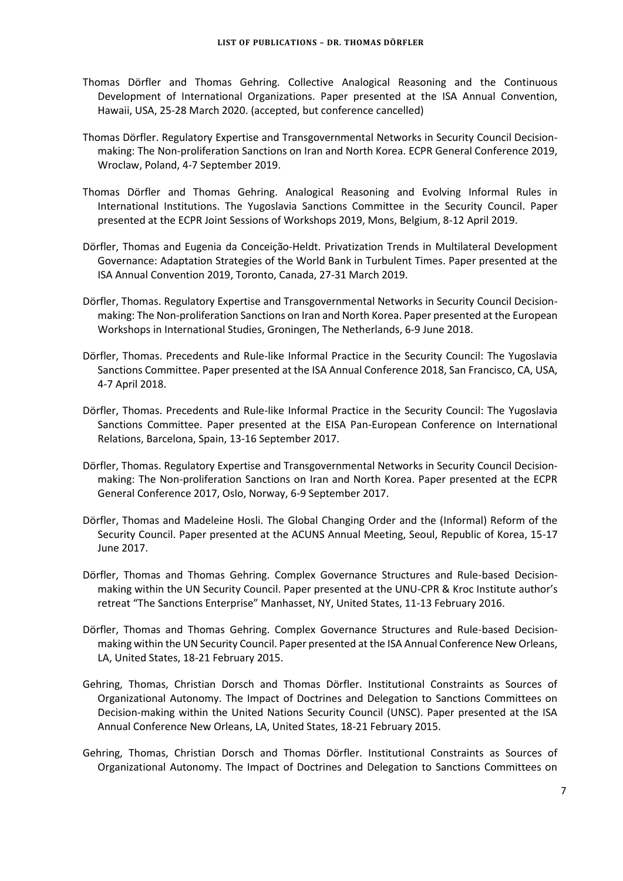Thomas Dörfler and Thomas Gehring. Collective Analogical Reasoning and the Continuous Development of International Organizations. Paper presented at the ISA Annual Convention, Hawaii, USA, 25-28 March 2020. (accepted, but conference cancelled)

Thomas Dörfler. Regulatory Expertise and Transgovernmental Networks in Security Council Decision-making: The Non-proliferation Sanctions on Iran and North Korea. ECPR General Conference 2019, Wroclaw, Poland, 4-7 September 2019.

Thomas Dörfler and Thomas Gehring. Analogical Reasoning and Evolving Informal Rules in International Institutions. The Yugoslavia Sanctions Committee in the Security Council. Paper presented at the ECPR Joint Sessions of Workshops 2019, Mons, Belgium, 8-12 April 2019.

Dörfler, Thomas and Eugenia da Conceição-Heldt. Privatization Trends in Multilateral Development Governance: Adaptation Strategies of the World Bank in Turbulent Times. Paper presented at the ISA Annual Convention 2019, Toronto, Canada, 27-31 March 2019.

Dörfler, Thomas. Regulatory Expertise and Transgovernmental Networks in Security Council Decision-making: The Non-proliferation Sanctions on Iran and North Korea. Paper presented at the European Workshops in International Studies, Groningen, The Netherlands, 6-9 June 2018.

Dörfler, Thomas. Precedents and Rule-like Informal Practice in the Security Council: The Yugoslavia Sanctions Committee. Paper presented at the ISA Annual Conference 2018, San Francisco, CA, USA, 4-7 April 2018.

Dörfler, Thomas. Precedents and Rule-like Informal Practice in the Security Council: The Yugoslavia Sanctions Committee. Paper presented at the EISA Pan-European Conference on International Relations, Barcelona, Spain, 13-16 September 2017.

Dörfler, Thomas. Regulatory Expertise and Transgovernmental Networks in Security Council Decision-making: The Non-proliferation Sanctions on Iran and North Korea. Paper presented at the ECPR General Conference 2017, Oslo, Norway, 6-9 September 2017.

Dörfler, Thomas and Madeleine Hosli. The Global Changing Order and the (Informal) Reform of the Security Council. Paper presented at the ACUNS Annual Meeting, Seoul, Republic of Korea, 15-17 June 2017.

Dörfler, Thomas and Thomas Gehring. Complex Governance Structures and Rule-based Decision-making within the UN Security Council. Paper presented at the UNU-CPR & Kroc Institute author's retreat "The Sanctions Enterprise" Manhasset, NY, United States, 11-13 February 2016.

Dörfler, Thomas and Thomas Gehring. Complex Governance Structures and Rule-based Decision-making within the UN Security Council. Paper presented at the ISA Annual Conference New Orleans, LA, United States, 18-21 February 2015.

Gehring, Thomas, Christian Dorsch and Thomas Dörfler. Institutional Constraints as Sources of Organizational Autonomy. The Impact of Doctrines and Delegation to Sanctions Committees on Decision-making within the United Nations Security Council (UNSC). Paper presented at the ISA Annual Conference New Orleans, LA, United States, 18-21 February 2015.

Gehring, Thomas, Christian Dorsch and Thomas Dörfler. Institutional Constraints as Sources of Organizational Autonomy. The Impact of Doctrines and Delegation to Sanctions Committees on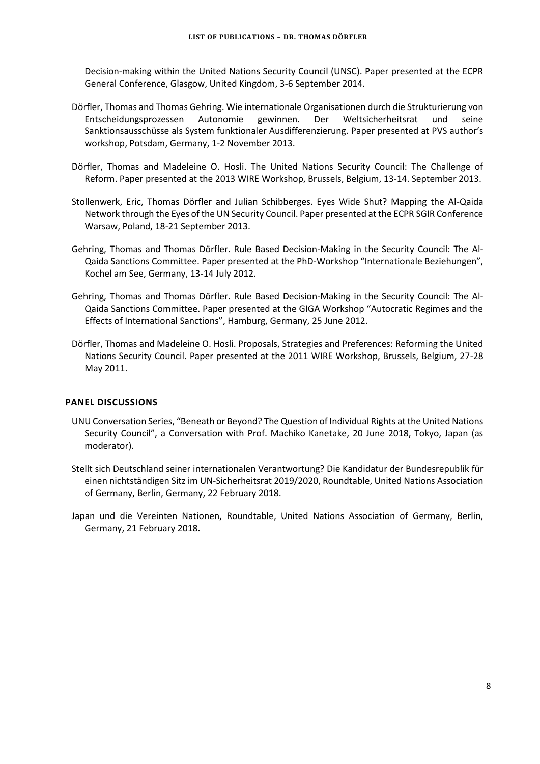Decision-making within the United Nations Security Council (UNSC). Paper presented at the ECPR General Conference, Glasgow, United Kingdom, 3-6 September 2014.

Dörfler, Thomas and Thomas Gehring. Wie internationale Organisationen durch die Strukturierung von Entscheidungsprozessen Autonomie gewinnen. Der Weltsicherheitsrat und seine Sanktionsausschüsse als System funktionaler Ausdifferenzierung. Paper presented at PVS author's workshop, Potsdam, Germany, 1-2 November 2013.

Dörfler, Thomas and Madeleine O. Hosli. The United Nations Security Council: The Challenge of Reform. Paper presented at the 2013 WIRE Workshop, Brussels, Belgium, 13-14. September 2013.

Stollenwerk, Eric, Thomas Dörfler and Julian Schibberges. Eyes Wide Shut? Mapping the Al-Qaida Network through the Eyes of the UN Security Council. Paper presented at the ECPR SGIR Conference Warsaw, Poland, 18-21 September 2013.

Gehring, Thomas and Thomas Dörfler. Rule Based Decision-Making in the Security Council: The Al-Qaida Sanctions Committee. Paper presented at the PhD-Workshop "Internationale Beziehungen", Kochel am See, Germany, 13-14 July 2012.

Gehring, Thomas and Thomas Dörfler. Rule Based Decision-Making in the Security Council: The Al-Qaida Sanctions Committee. Paper presented at the GIGA Workshop "Autocratic Regimes and the Effects of International Sanctions", Hamburg, Germany, 25 June 2012.

Dörfler, Thomas and Madeleine O. Hosli. Proposals, Strategies and Preferences: Reforming the United Nations Security Council. Paper presented at the 2011 WIRE Workshop, Brussels, Belgium, 27-28 May 2011.

## PANEL DISCUSSIONS

UNU Conversation Series, "Beneath or Beyond? The Question of Individual Rights at the United Nations Security Council", a Conversation with Prof. Machiko Kanetake, 20 June 2018, Tokyo, Japan (as moderator).

Stellt sich Deutschland seiner internationalen Verantwortung? Die Kandidatur der Bundesrepublik für einen nichtständigen Sitz im UN-Sicherheitsrat 2019/2020, Roundtable, United Nations Association of Germany, Berlin, Germany, 22 February 2018.

Japan und die Vereinten Nationen, Roundtable, United Nations Association of Germany, Berlin, Germany, 21 February 2018.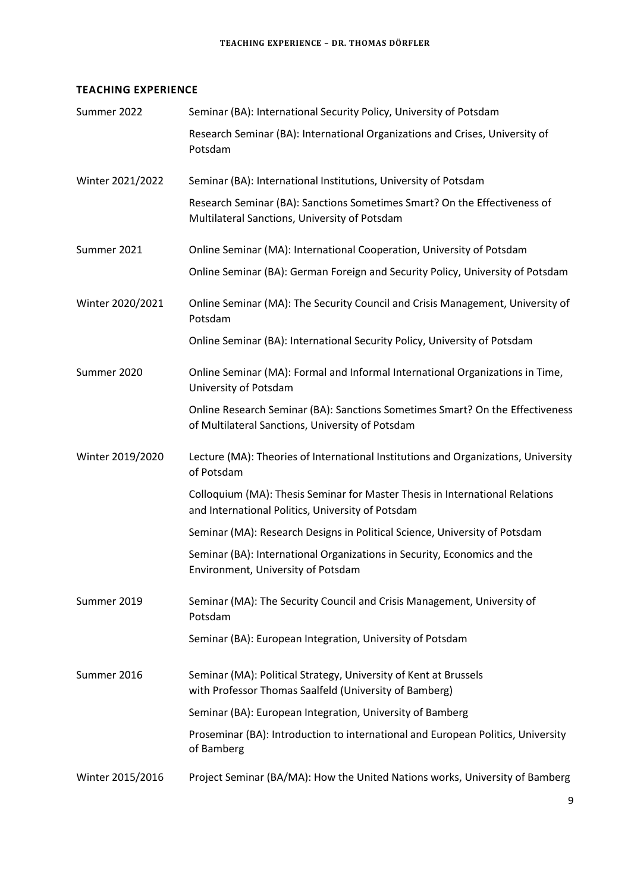## TEACHING EXPERIENCE

| | |
|---|---|
| Summer 2022 | Seminar (BA): International Security Policy, University of Potsdam |
| | Research Seminar (BA): International Organizations and Crises, University of Potsdam |
| Winter 2021/2022 | Seminar (BA): International Institutions, University of Potsdam |
| | Research Seminar (BA): Sanctions Sometimes Smart? On the Effectiveness of Multilateral Sanctions, University of Potsdam |
| Summer 2021 | Online Seminar (MA): International Cooperation, University of Potsdam |
| | Online Seminar (BA): German Foreign and Security Policy, University of Potsdam |
| Winter 2020/2021 | Online Seminar (MA): The Security Council and Crisis Management, University of Potsdam |
| | Online Seminar (BA): International Security Policy, University of Potsdam |
| Summer 2020 | Online Seminar (MA): Formal and Informal International Organizations in Time, University of Potsdam |
| | Online Research Seminar (BA): Sanctions Sometimes Smart? On the Effectiveness of Multilateral Sanctions, University of Potsdam |
| Winter 2019/2020 | Lecture (MA): Theories of International Institutions and Organizations, University of Potsdam |
| | Colloquium (MA): Thesis Seminar for Master Thesis in International Relations and International Politics, University of Potsdam |
| | Seminar (MA): Research Designs in Political Science, University of Potsdam |
| | Seminar (BA): International Organizations in Security, Economics and the Environment, University of Potsdam |
| Summer 2019 | Seminar (MA): The Security Council and Crisis Management, University of Potsdam |
| | Seminar (BA): European Integration, University of Potsdam |
| Summer 2016 | Seminar (MA): Political Strategy, University of Kent at Brussels with Professor Thomas Saalfeld (University of Bamberg) |
| | Seminar (BA): European Integration, University of Bamberg |
| | Proseminar (BA): Introduction to international and European Politics, University of Bamberg |
| Winter 2015/2016 | Project Seminar (BA/MA): How the United Nations works, University of Bamberg |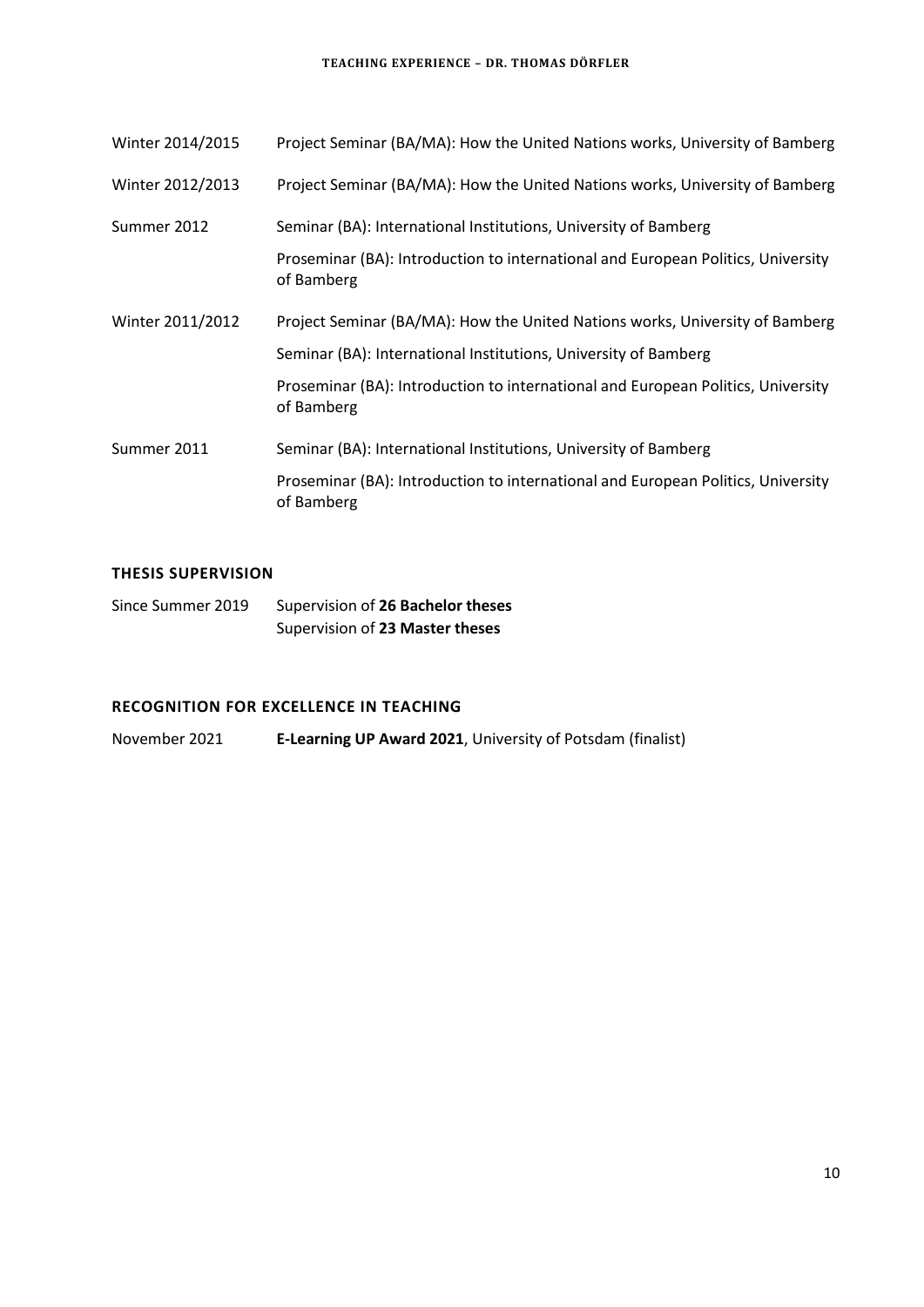| | |
|---|---|
| Winter 2014/2015 | Project Seminar (BA/MA): How the United Nations works, University of Bamberg |
| Winter 2012/2013 | Project Seminar (BA/MA): How the United Nations works, University of Bamberg |
| Summer 2012 | Seminar (BA): International Institutions, University of Bamberg |
| | Proseminar (BA): Introduction to international and European Politics, University of Bamberg |
| Winter 2011/2012 | Project Seminar (BA/MA): How the United Nations works, University of Bamberg |
| | Seminar (BA): International Institutions, University of Bamberg |
| | Proseminar (BA): Introduction to international and European Politics, University of Bamberg |
| Summer 2011 | Seminar (BA): International Institutions, University of Bamberg |
| | Proseminar (BA): Introduction to international and European Politics, University of Bamberg |

## THESIS SUPERVISION

| | |
|---|---|
| Since Summer 2019 | Supervision of **26 Bachelor theses** |
| | Supervision of **23 Master theses** |

## RECOGNITION FOR EXCELLENCE IN TEACHING

| | |
|---|---|
| November 2021 | **E-Learning UP Award 2021**, University of Potsdam (finalist) |